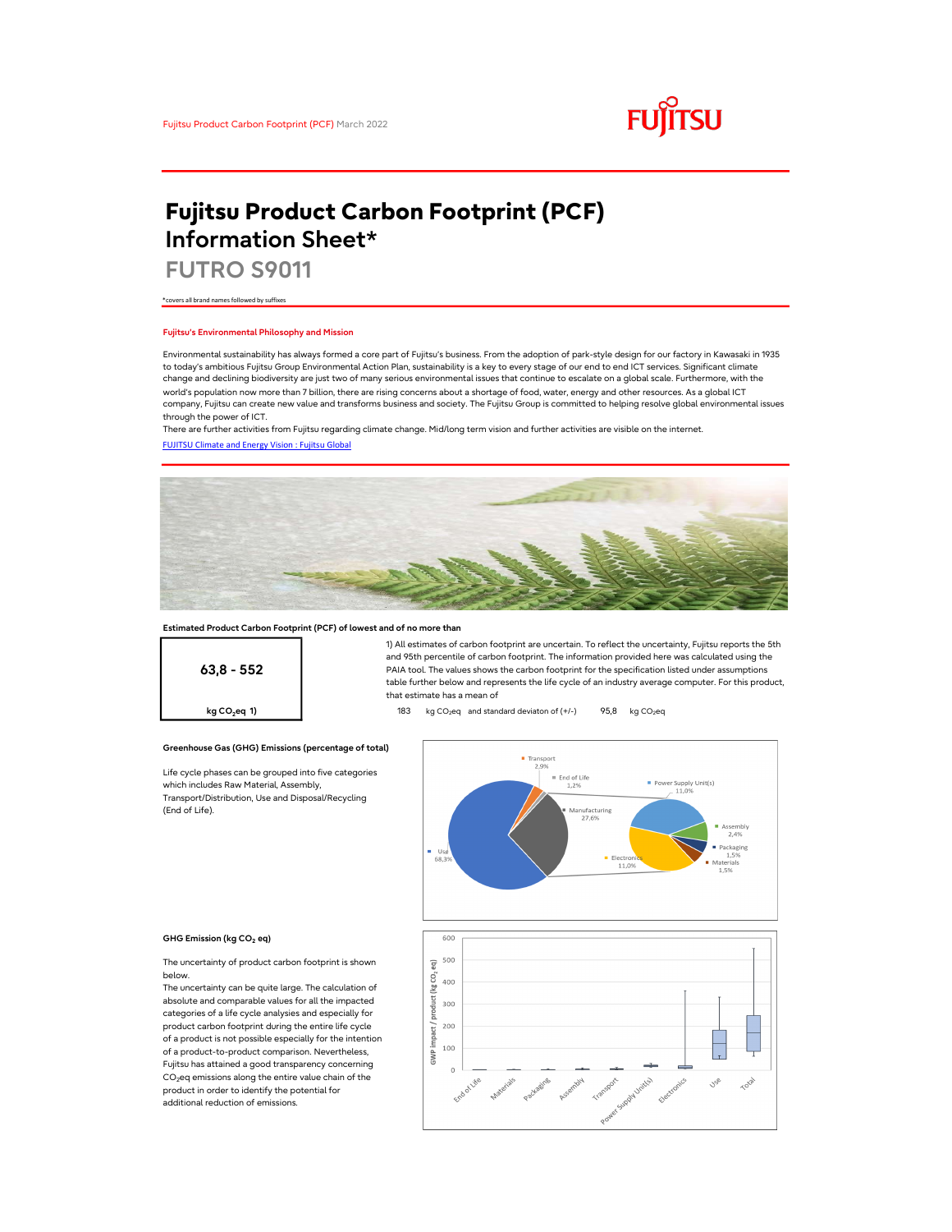Fujitsu Product Carbon Footprint (PCF) March 2022

# Fujitsu Product Carbon Footprint (PCF) Information Sheet*

## FUTRO S9011

*covers all brand names followed by suffixes

### Fujitsu's Environmental Philosophy and Mission

Environmental sustainability has always formed a core part of Fujitsu's business. From the adoption of park-style design for our factory in Kawasaki in 1935 to today's ambitious Fujitsu Group Environmental Action Plan, sustainability is a key to every stage of our end to end ICT services. Significant climate change and declining biodiversity are just two of many serious environmental issues that continue to escalate on a global scale. Furthermore, with the world's population now more than 7 billion, there are rising concerns about a shortage of food, water, energy and other resources. As a global ICT company, Fujitsu can create new value and transforms business and society. The Fujitsu Group is committed to helping resolve global environmental issues through the power of ICT.

There are further activities from Fujitsu regarding climate change. Mid/long term vision and further activities are visible on the internet.

[FUJITSU Climate and Energy Vision : Fujitsu Global]

### Estimated Product Carbon Footprint (PCF) of lowest and of no more than

**63,8 - 552**

kg $CO_2$eq 1)

1) All estimates of carbon footprint are uncertain. To reflect the uncertainty, Fujitsu reports the 5th and 95th percentile of carbon footprint. The information provided here was calculated using the PAIA tool. The values shows the carbon footprint for the specification listed under assumptions table further below and represents the life cycle of an industry average computer. For this product, that estimate has a mean of

183 kg $CO_2$eq and standard deviaton of (+/-) 95,8 kg $CO_2$eq

### Greenhouse Gas (GHG) Emissions (percentage of total)

Life cycle phases can be grouped into five categories which includes Raw Material, Assembly, Transport/Distribution, Use and Disposal/Recycling (End of Life).

| Phase | Percentage |
|---|---|
| Use | 68,3% |
| Manufacturing | 27,6% |
| Transport | 2,9% |
| End of Life | 1,2% |

| Manufacturing breakdown | Percentage |
|---|---|
| Power Supply Unit(s) | 11,0% |
| Electronics | 11,0% |
| Assembly | 2,4% |
| Packaging | 1,5% |
| Materials | 1,5% |

### GHG Emission (kg $CO_2$ eq)

The uncertainty of product carbon footprint is shown below.

The uncertainty can be quite large. The calculation of absolute and comparable values for all the impacted categories of a life cycle analysies and especially for product carbon footprint during the entire life cycle of a product is not possible especially for the intention of a product-to-product comparison. Nevertheless, Fujitsu has attained a good transparency concerning $CO_2$eq emissions along the entire value chain of the product in order to identify the potential for additional reduction of emissions.

Box plot: GWP impact / product [kg $CO_2$ eq] (0–600) for End of Life, Materials, Packaging, Assembly, Transport, Power Supply Unit(s), Electronics, Use, Total.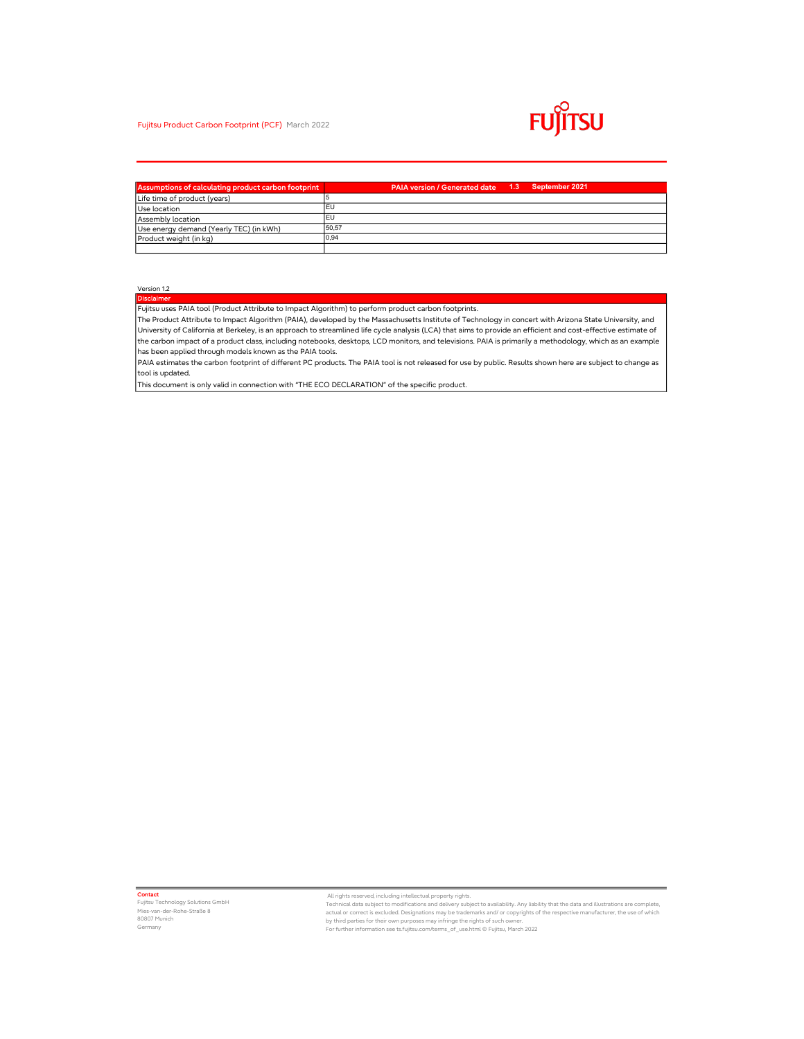Fujitsu Product Carbon Footprint (PCF) March 2022

| Assumptions of calculating product carbon footprint | PAIA version / Generated date 1.3 September 2021 |
| --- | --- |
| Life time of product (years) | 5 |
| Use location | EU |
| Assembly location | EU |
| Use energy demand (Yearly TEC) (in kWh) | 50,57 |
| Product weight (in kg) | 0,94 |
| | |

Version 1.2

| Disclaimer |
| --- |
| Fujitsu uses PAIA tool (Product Attribute to Impact Algorithm) to perform product carbon footprints.<br>The Product Attribute to Impact Algorithm (PAIA), developed by the Massachusetts Institute of Technology in concert with Arizona State University, and University of California at Berkeley, is an approach to streamlined life cycle analysis (LCA) that aims to provide an efficient and cost-effective estimate of the carbon impact of a product class, including notebooks, desktops, LCD monitors, and televisions. PAIA is primarily a methodology, which as an example has been applied through models known as the PAIA tools.<br>PAIA estimates the carbon footprint of different PC products. The PAIA tool is not released for use by public. Results shown here are subject to change as tool is updated.<br>This document is only valid in connection with "THE ECO DECLARATION" of the specific product. |

**Contact**
Fujitsu Technology Solutions GmbH
Mies-van-der-Rohe-Straße 8
80807 Munich
Germany

All rights reserved, including intellectual property rights.
Technical data subject to modifications and delivery subject to availability. Any liability that the data and illustrations are complete, actual or correct is excluded. Designations may be trademarks and/ or copyrights of the respective manufacturer, the use of which by third parties for their own purposes may infringe the rights of such owner.
For further information see ts.fujitsu.com/terms_of_use.html © Fujitsu, March 2022